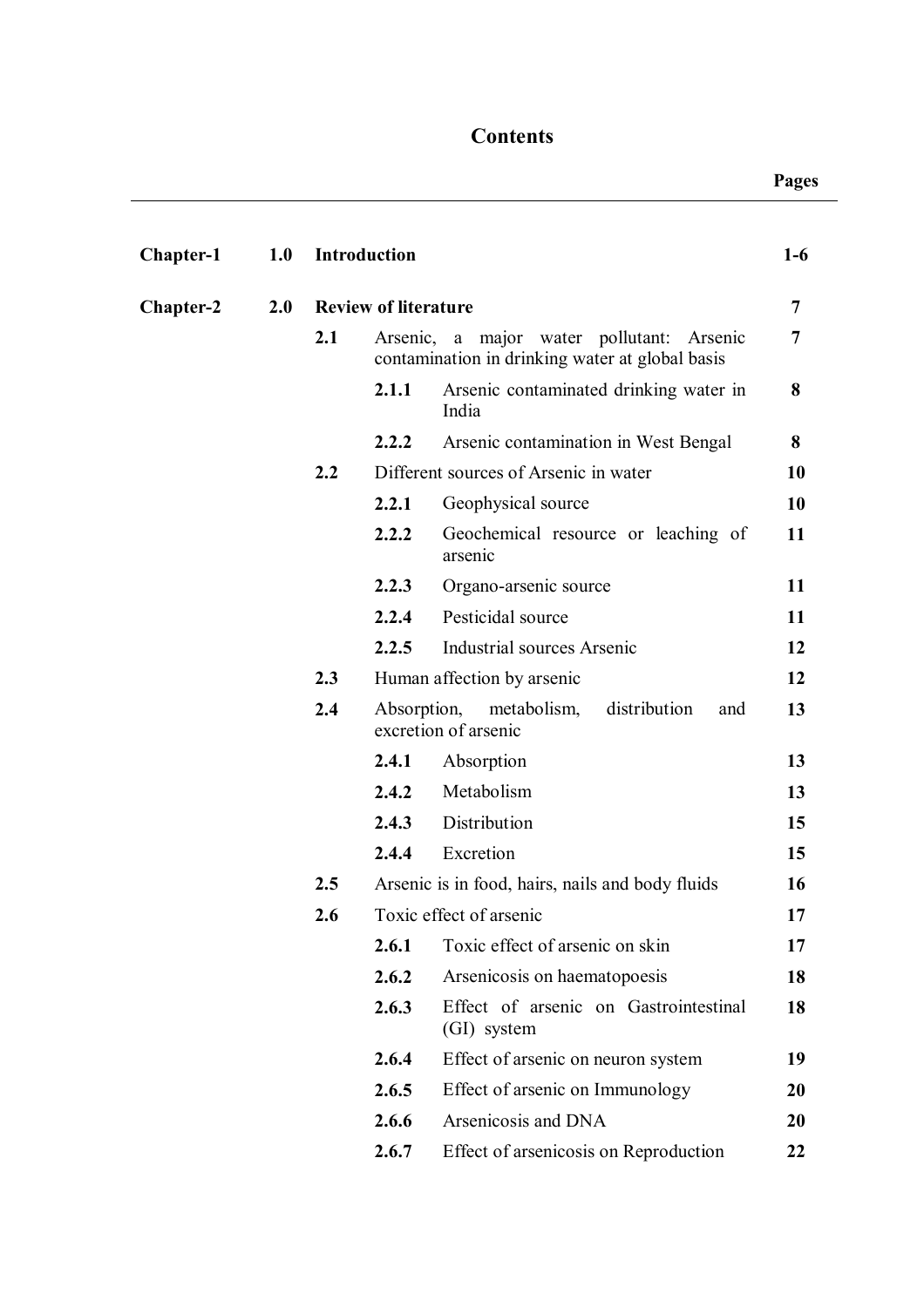# Contents

| | | | | Pages |
|---|---|---|---|---|
| **Chapter-1** | **1.0** | **Introduction** | | **1-6** |
| **Chapter-2** | **2.0** | **Review of literature** | | **7** |
| | **2.1** | Arsenic, a major water pollutant: Arsenic contamination in drinking water at global basis | | **7** |
| | | **2.1.1** | Arsenic contaminated drinking water in India | **8** |
| | | **2.2.2** | Arsenic contamination in West Bengal | **8** |
| | **2.2** | Different sources of Arsenic in water | | **10** |
| | | **2.2.1** | Geophysical source | **10** |
| | | **2.2.2** | Geochemical resource or leaching of arsenic | **11** |
| | | **2.2.3** | Organo-arsenic source | **11** |
| | | **2.2.4** | Pesticidal source | **11** |
| | | **2.2.5** | Industrial sources Arsenic | **12** |
| | **2.3** | Human affection by arsenic | | **12** |
| | **2.4** | Absorption, metabolism, distribution and excretion of arsenic | | **13** |
| | | **2.4.1** | Absorption | **13** |
| | | **2.4.2** | Metabolism | **13** |
| | | **2.4.3** | Distribution | **15** |
| | | **2.4.4** | Excretion | **15** |
| | **2.5** | Arsenic is in food, hairs, nails and body fluids | | **16** |
| | **2.6** | Toxic effect of arsenic | | **17** |
| | | **2.6.1** | Toxic effect of arsenic on skin | **17** |
| | | **2.6.2** | Arsenicosis on haematopoesis | **18** |
| | | **2.6.3** | Effect of arsenic on Gastrointestinal (GI) system | **18** |
| | | **2.6.4** | Effect of arsenic on neuron system | **19** |
| | | **2.6.5** | Effect of arsenic on Immunology | **20** |
| | | **2.6.6** | Arsenicosis and DNA | **20** |
| | | **2.6.7** | Effect of arsenicosis on Reproduction | **22** |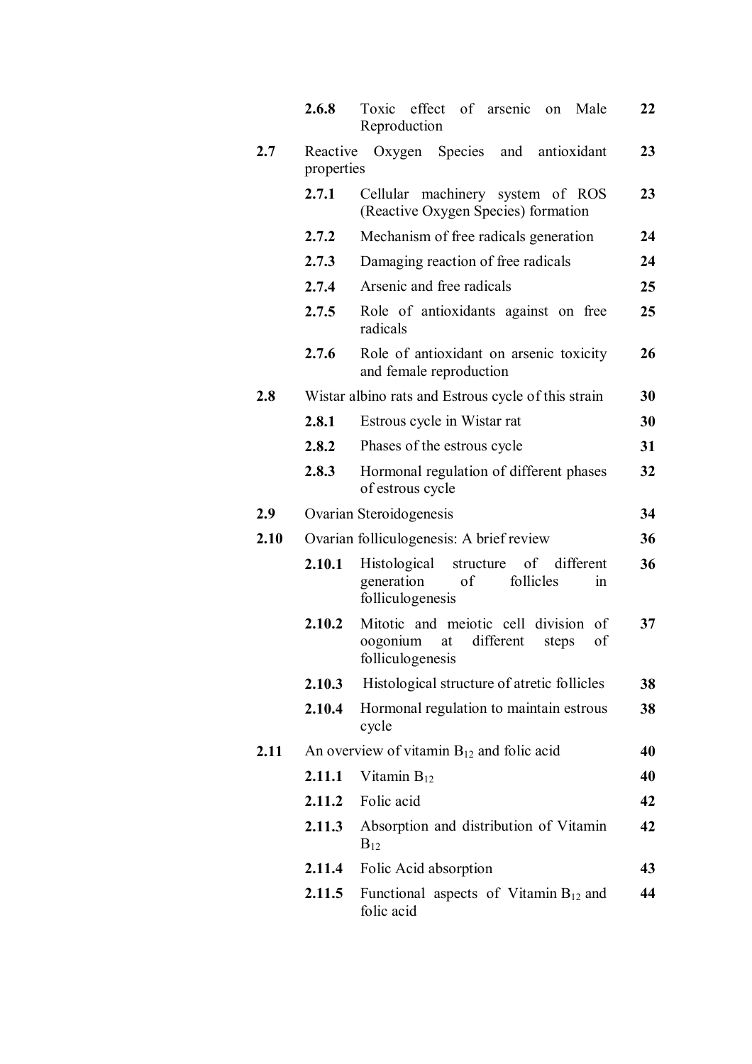| | | | |
|---|---|---|---|
| | **2.6.8** | Toxic effect of arsenic on Male Reproduction | **22** |
| **2.7** | Reactive Oxygen Species and antioxidant properties | | **23** |
| | **2.7.1** | Cellular machinery system of ROS (Reactive Oxygen Species) formation | **23** |
| | **2.7.2** | Mechanism of free radicals generation | **24** |
| | **2.7.3** | Damaging reaction of free radicals | **24** |
| | **2.7.4** | Arsenic and free radicals | **25** |
| | **2.7.5** | Role of antioxidants against on free radicals | **25** |
| | **2.7.6** | Role of antioxidant on arsenic toxicity and female reproduction | **26** |
| **2.8** | Wistar albino rats and Estrous cycle of this strain | | **30** |
| | **2.8.1** | Estrous cycle in Wistar rat | **30** |
| | **2.8.2** | Phases of the estrous cycle | **31** |
| | **2.8.3** | Hormonal regulation of different phases of estrous cycle | **32** |
| **2.9** | Ovarian Steroidogenesis | | **34** |
| **2.10** | Ovarian folliculogenesis: A brief review | | **36** |
| | **2.10.1** | Histological structure of different generation of follicles in folliculogenesis | **36** |
| | **2.10.2** | Mitotic and meiotic cell division of oogonium at different steps of folliculogenesis | **37** |
| | **2.10.3** | Histological structure of atretic follicles | **38** |
| | **2.10.4** | Hormonal regulation to maintain estrous cycle | **38** |
| **2.11** | An overview of vitamin $B_{12}$ and folic acid | | **40** |
| | **2.11.1** | Vitamin $B_{12}$ | **40** |
| | **2.11.2** | Folic acid | **42** |
| | **2.11.3** | Absorption and distribution of Vitamin $B_{12}$ | **42** |
| | **2.11.4** | Folic Acid absorption | **43** |
| | **2.11.5** | Functional aspects of Vitamin $B_{12}$ and folic acid | **44** |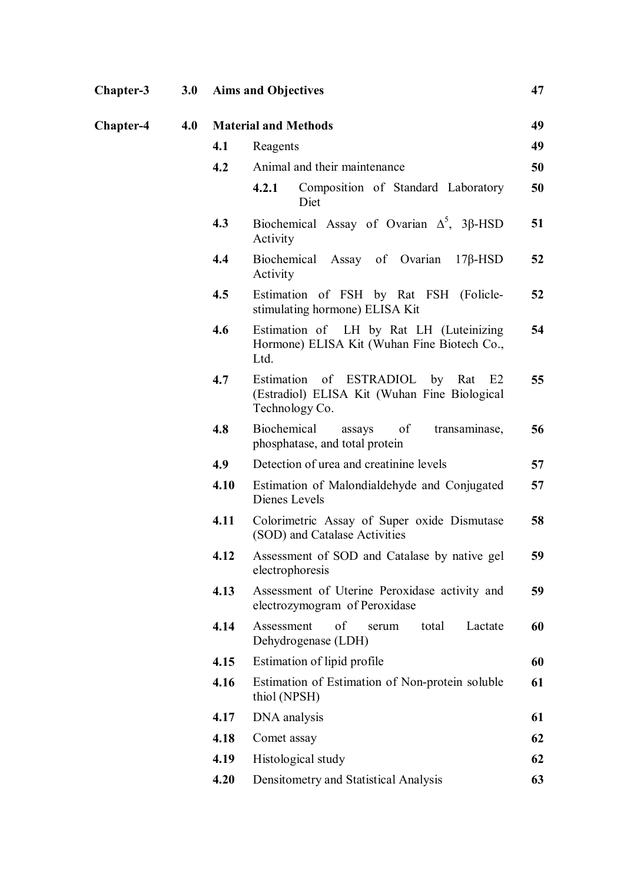| | | | |
|---|---|---|---|
| **Chapter-3** | **3.0** | **Aims and Objectives** | **47** |
| **Chapter-4** | **4.0** | **Material and Methods** | **49** |
| | **4.1** | Reagents | **49** |
| | **4.2** | Animal and their maintenance | **50** |
| | | **4.2.1** Composition of Standard Laboratory Diet | **50** |
| | **4.3** | Biochemical Assay of Ovarian $\Delta^5$, 3β-HSD Activity | **51** |
| | **4.4** | Biochemical Assay of Ovarian 17β-HSD Activity | **52** |
| | **4.5** | Estimation of FSH by Rat FSH (Folicle-stimulating hormone) ELISA Kit | **52** |
| | **4.6** | Estimation of LH by Rat LH (Luteinizing Hormone) ELISA Kit (Wuhan Fine Biotech Co., Ltd. | **54** |
| | **4.7** | Estimation of ESTRADIOL by Rat E2 (Estradiol) ELISA Kit (Wuhan Fine Biological Technology Co. | **55** |
| | **4.8** | Biochemical assays of transaminase, phosphatase, and total protein | **56** |
| | **4.9** | Detection of urea and creatinine levels | **57** |
| | **4.10** | Estimation of Malondialdehyde and Conjugated Dienes Levels | **57** |
| | **4.11** | Colorimetric Assay of Super oxide Dismutase (SOD) and Catalase Activities | **58** |
| | **4.12** | Assessment of SOD and Catalase by native gel electrophoresis | **59** |
| | **4.13** | Assessment of Uterine Peroxidase activity and electrozymogram of Peroxidase | **59** |
| | **4.14** | Assessment of serum total Lactate Dehydrogenase (LDH) | **60** |
| | **4.15** | Estimation of lipid profile | **60** |
| | **4.16** | Estimation of Estimation of Non-protein soluble thiol (NPSH) | **61** |
| | **4.17** | DNA analysis | **61** |
| | **4.18** | Comet assay | **62** |
| | **4.19** | Histological study | **62** |
| | **4.20** | Densitometry and Statistical Analysis | **63** |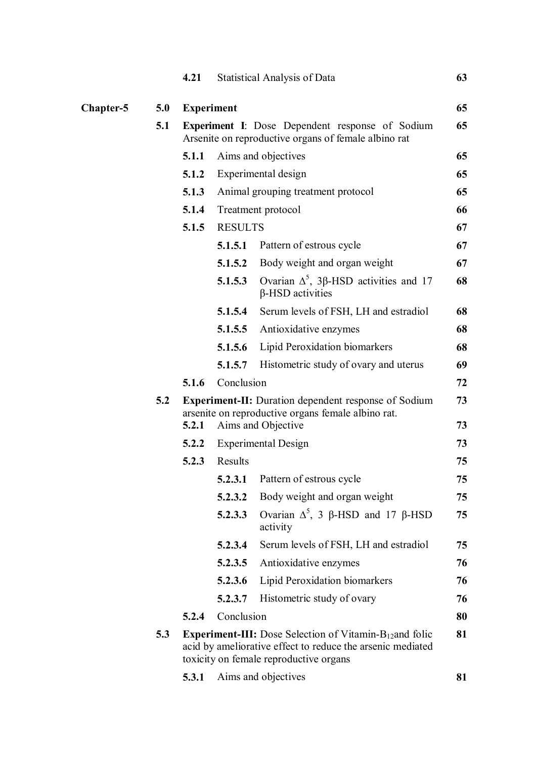| | | | | |
|---|---|---|---|---|
| | **4.21** | Statistical Analysis of Data | | **63** |
| **Chapter-5** | **5.0** | **Experiment** | | **65** |
| | **5.1** | **Experiment I**: Dose Dependent response of Sodium Arsenite on reproductive organs of female albino rat | | **65** |
| | | **5.1.1** | Aims and objectives | **65** |
| | | **5.1.2** | Experimental design | **65** |
| | | **5.1.3** | Animal grouping treatment protocol | **65** |
| | | **5.1.4** | Treatment protocol | **66** |
| | | **5.1.5** | RESULTS | **67** |
| | | **5.1.5.1** | Pattern of estrous cycle | **67** |
| | | **5.1.5.2** | Body weight and organ weight | **67** |
| | | **5.1.5.3** | Ovarian $\Delta^5$, 3β-HSD activities and 17 β-HSD activities | **68** |
| | | **5.1.5.4** | Serum levels of FSH, LH and estradiol | **68** |
| | | **5.1.5.5** | Antioxidative enzymes | **68** |
| | | **5.1.5.6** | Lipid Peroxidation biomarkers | **68** |
| | | **5.1.5.7** | Histometric study of ovary and uterus | **69** |
| | | **5.1.6** | Conclusion | **72** |
| | **5.2** | **Experiment-II:** Duration dependent response of Sodium arsenite on reproductive organs female albino rat. | | **73** |
| | | **5.2.1** | Aims and Objective | **73** |
| | | **5.2.2** | Experimental Design | **73** |
| | | **5.2.3** | Results | **75** |
| | | **5.2.3.1** | Pattern of estrous cycle | **75** |
| | | **5.2.3.2** | Body weight and organ weight | **75** |
| | | **5.2.3.3** | Ovarian $\Delta^5$, 3 β-HSD and 17 β-HSD activity | **75** |
| | | **5.2.3.4** | Serum levels of FSH, LH and estradiol | **75** |
| | | **5.2.3.5** | Antioxidative enzymes | **76** |
| | | **5.2.3.6** | Lipid Peroxidation biomarkers | **76** |
| | | **5.2.3.7** | Histometric study of ovary | **76** |
| | | **5.2.4** | Conclusion | **80** |
| | **5.3** | **Experiment-III:** Dose Selection of Vitamin-$B_{12}$and folic acid by ameliorative effect to reduce the arsenic mediated toxicity on female reproductive organs | | **81** |
| | | **5.3.1** | Aims and objectives | **81** |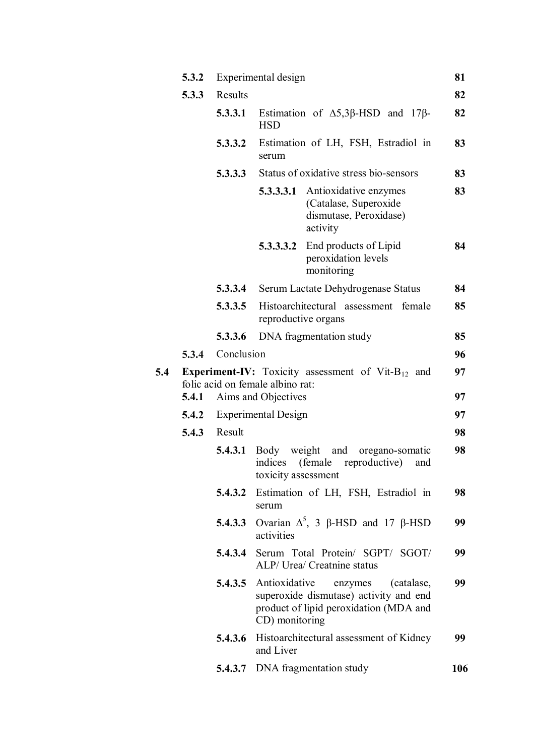| | | | | |
|---|---|---|---|---|
| | **5.3.2** | Experimental design | | **81** |
| | **5.3.3** | Results | | **82** |
| | | **5.3.3.1** | Estimation of $\Delta 5,3\beta$-HSD and $17\beta$-HSD | **82** |
| | | **5.3.3.2** | Estimation of LH, FSH, Estradiol in serum | **83** |
| | | **5.3.3.3** | Status of oxidative stress bio-sensors | **83** |
| | | | **5.3.3.3.1** Antioxidative enzymes (Catalase, Superoxide dismutase, Peroxidase) activity | **83** |
| | | | **5.3.3.3.2** End products of Lipid peroxidation levels monitoring | **84** |
| | | **5.3.3.4** | Serum Lactate Dehydrogenase Status | **84** |
| | | **5.3.3.5** | Histoarchitectural assessment female reproductive organs | **85** |
| | | **5.3.3.6** | DNA fragmentation study | **85** |
| | **5.3.4** | Conclusion | | **96** |
| **5.4** | **Experiment-IV:** Toxicity assessment of Vit-$B_{12}$ and folic acid on female albino rat: | | | **97** |
| | **5.4.1** | Aims and Objectives | | **97** |
| | **5.4.2** | Experimental Design | | **97** |
| | **5.4.3** | Result | | **98** |
| | | **5.4.3.1** | Body weight and oregano-somatic indices (female reproductive) and toxicity assessment | **98** |
| | | **5.4.3.2** | Estimation of LH, FSH, Estradiol in serum | **98** |
| | | **5.4.3.3** | Ovarian $\Delta^5$, 3 $\beta$-HSD and 17 $\beta$-HSD activities | **99** |
| | | **5.4.3.4** | Serum Total Protein/ SGPT/ SGOT/ ALP/ Urea/ Creatnine status | **99** |
| | | **5.4.3.5** | Antioxidative enzymes (catalase, superoxide dismutase) activity and end product of lipid peroxidation (MDA and CD) monitoring | **99** |
| | | **5.4.3.6** | Histoarchitectural assessment of Kidney and Liver | **99** |
| | | **5.4.3.7** | DNA fragmentation study | **106** |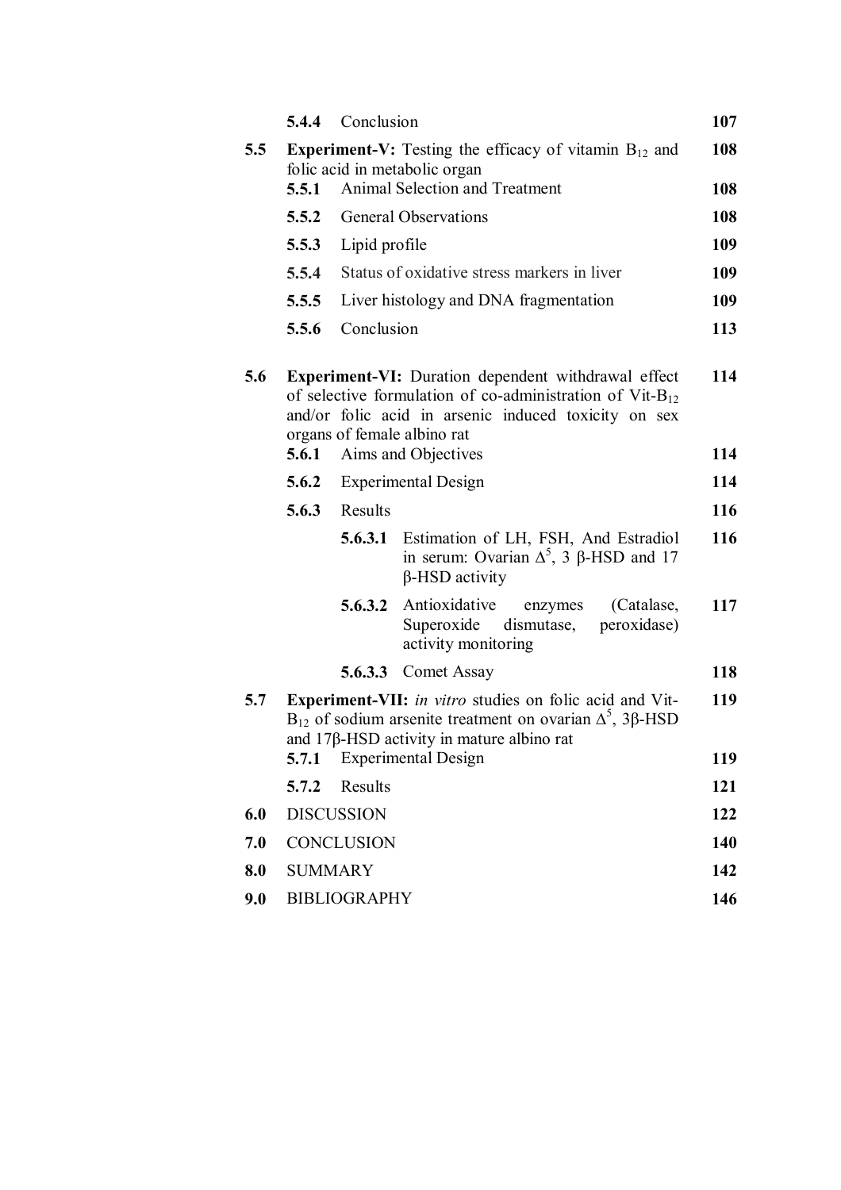| | | | |
|---|---|---|---|
| | **5.4.4** | Conclusion | **107** |
| **5.5** | | **Experiment-V:** Testing the efficacy of vitamin $B_{12}$ and folic acid in metabolic organ | **108** |
| | **5.5.1** | Animal Selection and Treatment | **108** |
| | **5.5.2** | General Observations | **108** |
| | **5.5.3** | Lipid profile | **109** |
| | **5.5.4** | Status of oxidative stress markers in liver | **109** |
| | **5.5.5** | Liver histology and DNA fragmentation | **109** |
| | **5.5.6** | Conclusion | **113** |
| **5.6** | | **Experiment-VI:** Duration dependent withdrawal effect of selective formulation of co-administration of Vit-$B_{12}$ and/or folic acid in arsenic induced toxicity on sex organs of female albino rat | **114** |
| | **5.6.1** | Aims and Objectives | **114** |
| | **5.6.2** | Experimental Design | **114** |
| | **5.6.3** | Results | **116** |
| | | **5.6.3.1** Estimation of LH, FSH, And Estradiol in serum: Ovarian $\Delta^5$, 3 β-HSD and 17 β-HSD activity | **116** |
| | | **5.6.3.2** Antioxidative enzymes (Catalase, Superoxide dismutase, peroxidase) activity monitoring | **117** |
| | | **5.6.3.3** Comet Assay | **118** |
| **5.7** | | **Experiment-VII:** *in vitro* studies on folic acid and Vit-$B_{12}$ of sodium arsenite treatment on ovarian $\Delta^5$, 3β-HSD and 17β-HSD activity in mature albino rat | **119** |
| | **5.7.1** | Experimental Design | **119** |
| | **5.7.2** | Results | **121** |
| **6.0** | | DISCUSSION | **122** |
| **7.0** | | CONCLUSION | **140** |
| **8.0** | | SUMMARY | **142** |
| **9.0** | | BIBLIOGRAPHY | **146** |